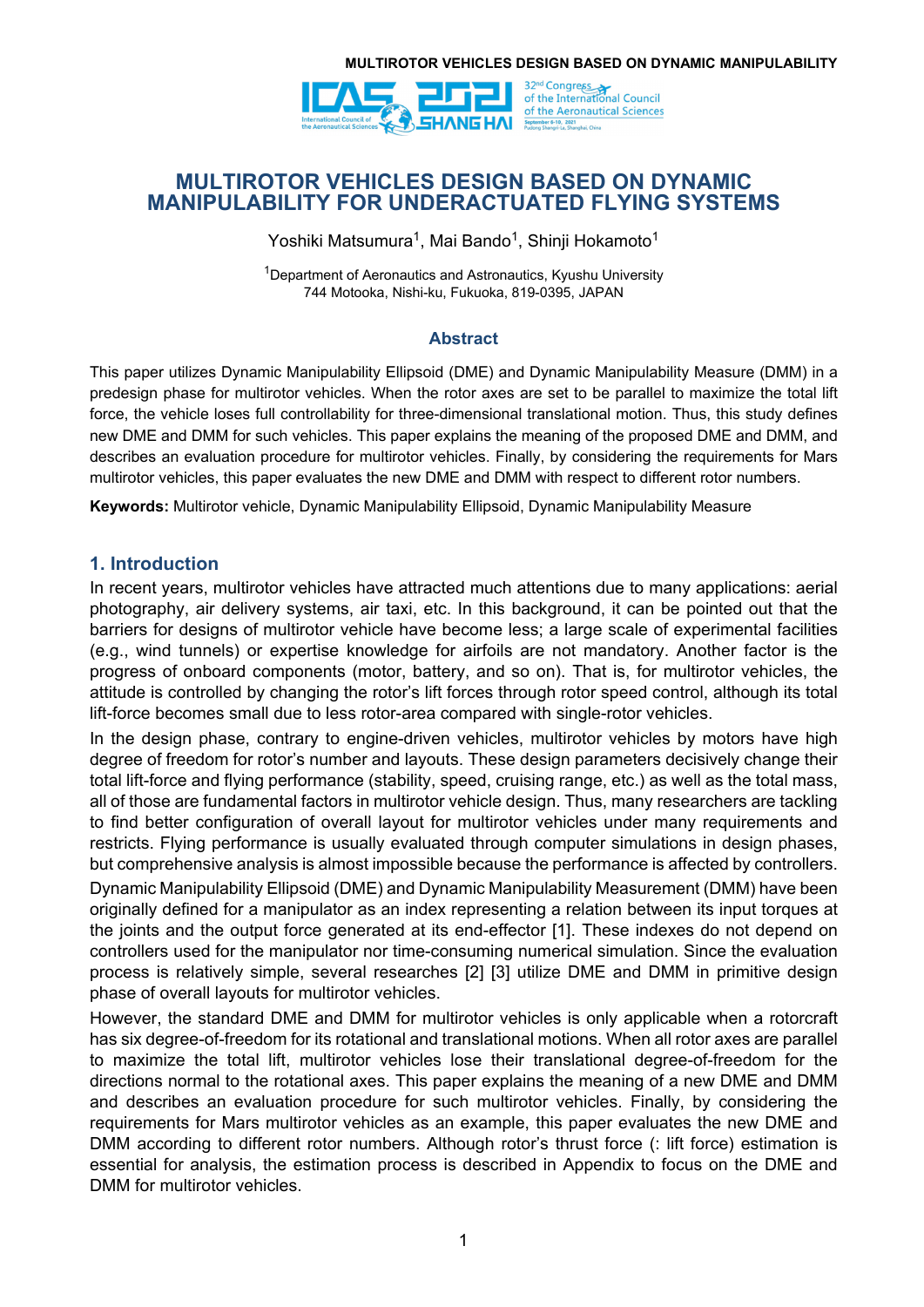# MULTIROTOR VEHICLES DESIGN BASED ON DYNAMIC MANIPULABILITY FOR UNDERACTUATED FLYING SYSTEMS

Yoshiki Matsumura[1], Mai Bando[1], Shinji Hokamoto[1]

[1]Department of Aeronautics and Astronautics, Kyushu University
744 Motooka, Nishi-ku, Fukuoka, 819-0395, JAPAN

## Abstract

This paper utilizes Dynamic Manipulability Ellipsoid (DME) and Dynamic Manipulability Measure (DMM) in a predesign phase for multirotor vehicles. When the rotor axes are set to be parallel to maximize the total lift force, the vehicle loses full controllability for three-dimensional translational motion. Thus, this study defines new DME and DMM for such vehicles. This paper explains the meaning of the proposed DME and DMM, and describes an evaluation procedure for multirotor vehicles. Finally, by considering the requirements for Mars multirotor vehicles, this paper evaluates the new DME and DMM with respect to different rotor numbers.

**Keywords:** Multirotor vehicle, Dynamic Manipulability Ellipsoid, Dynamic Manipulability Measure

## 1. Introduction

In recent years, multirotor vehicles have attracted much attentions due to many applications: aerial photography, air delivery systems, air taxi, etc. In this background, it can be pointed out that the barriers for designs of multirotor vehicle have become less; a large scale of experimental facilities (e.g., wind tunnels) or expertise knowledge for airfoils are not mandatory. Another factor is the progress of onboard components (motor, battery, and so on). That is, for multirotor vehicles, the attitude is controlled by changing the rotor's lift forces through rotor speed control, although its total lift-force becomes small due to less rotor-area compared with single-rotor vehicles.

In the design phase, contrary to engine-driven vehicles, multirotor vehicles by motors have high degree of freedom for rotor's number and layouts. These design parameters decisively change their total lift-force and flying performance (stability, speed, cruising range, etc.) as well as the total mass, all of those are fundamental factors in multirotor vehicle design. Thus, many researchers are tackling to find better configuration of overall layout for multirotor vehicles under many requirements and restricts. Flying performance is usually evaluated through computer simulations in design phases, but comprehensive analysis is almost impossible because the performance is affected by controllers.

Dynamic Manipulability Ellipsoid (DME) and Dynamic Manipulability Measurement (DMM) have been originally defined for a manipulator as an index representing a relation between its input torques at the joints and the output force generated at its end-effector [1]. These indexes do not depend on controllers used for the manipulator nor time-consuming numerical simulation. Since the evaluation process is relatively simple, several researches [2] [3] utilize DME and DMM in primitive design phase of overall layouts for multirotor vehicles.

However, the standard DME and DMM for multirotor vehicles is only applicable when a rotorcraft has six degree-of-freedom for its rotational and translational motions. When all rotor axes are parallel to maximize the total lift, multirotor vehicles lose their translational degree-of-freedom for the directions normal to the rotational axes. This paper explains the meaning of a new DME and DMM and describes an evaluation procedure for such multirotor vehicles. Finally, by considering the requirements for Mars multirotor vehicles as an example, this paper evaluates the new DME and DMM according to different rotor numbers. Although rotor's thrust force (: lift force) estimation is essential for analysis, the estimation process is described in Appendix to focus on the DME and DMM for multirotor vehicles.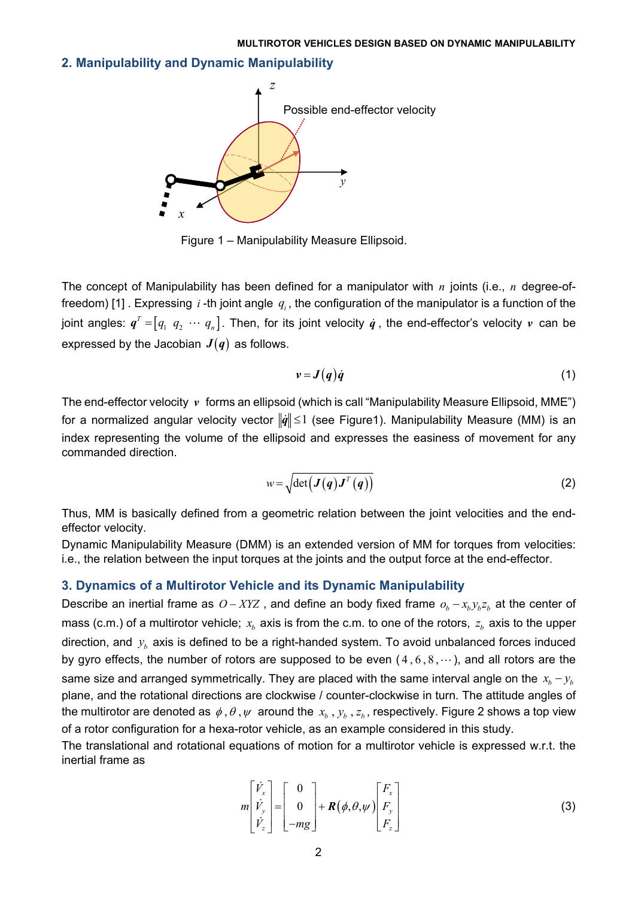## 2. Manipulability and Dynamic Manipulability

Figure 1 – Manipulability Measure Ellipsoid.

The concept of Manipulability has been defined for a manipulator with $n$ joints (i.e., $n$ degree-of-freedom) [1] . Expressing $i$ -th joint angle $q_i$ , the configuration of the manipulator is a function of the joint angles: $\boldsymbol{q}^T = [q_1 \ q_2 \ \cdots \ q_n]$. Then, for its joint velocity $\dot{\boldsymbol{q}}$ , the end-effector's velocity $\boldsymbol{v}$ can be expressed by the Jacobian $\boldsymbol{J}(\boldsymbol{q})$ as follows.

$$\boldsymbol{v} = \boldsymbol{J}(\boldsymbol{q})\dot{\boldsymbol{q}} \tag{1}$$

The end-effector velocity $\boldsymbol{v}$ forms an ellipsoid (which is call "Manipulability Measure Ellipsoid, MME") for a normalized angular velocity vector $\|\dot{\boldsymbol{q}}\| \leq 1$ (see Figure1). Manipulability Measure (MM) is an index representing the volume of the ellipsoid and expresses the easiness of movement for any commanded direction.

$$w = \sqrt{\det\left(\boldsymbol{J}(\boldsymbol{q})\boldsymbol{J}^T(\boldsymbol{q})\right)} \tag{2}$$

Thus, MM is basically defined from a geometric relation between the joint velocities and the end-effector velocity.

Dynamic Manipulability Measure (DMM) is an extended version of MM for torques from velocities: i.e., the relation between the input torques at the joints and the output force at the end-effector.

## 3. Dynamics of a Multirotor Vehicle and its Dynamic Manipulability

Describe an inertial frame as $O - XYZ$ , and define an body fixed frame $o_b - x_b y_b z_b$ at the center of mass (c.m.) of a multirotor vehicle; $x_b$ axis is from the c.m. to one of the rotors, $z_b$ axis to the upper direction, and $y_b$ axis is defined to be a right-handed system. To avoid unbalanced forces induced by gyro effects, the number of rotors are supposed to be even ($4, 6, 8, \cdots$), and all rotors are the same size and arranged symmetrically. They are placed with the same interval angle on the $x_b - y_b$ plane, and the rotational directions are clockwise / counter-clockwise in turn. The attitude angles of the multirotor are denoted as $\phi$ , $\theta$ , $\psi$ around the $x_b$ , $y_b$ , $z_b$ , respectively. Figure 2 shows a top view of a rotor configuration for a hexa-rotor vehicle, as an example considered in this study.

The translational and rotational equations of motion for a multirotor vehicle is expressed w.r.t. the inertial frame as

$$m\begin{bmatrix} \dot{V}_x \\ \dot{V}_y \\ \dot{V}_z \end{bmatrix} = \begin{bmatrix} 0 \\ 0 \\ -mg \end{bmatrix} + \boldsymbol{R}(\phi, \theta, \psi)\begin{bmatrix} F_x \\ F_y \\ F_z \end{bmatrix} \tag{3}$$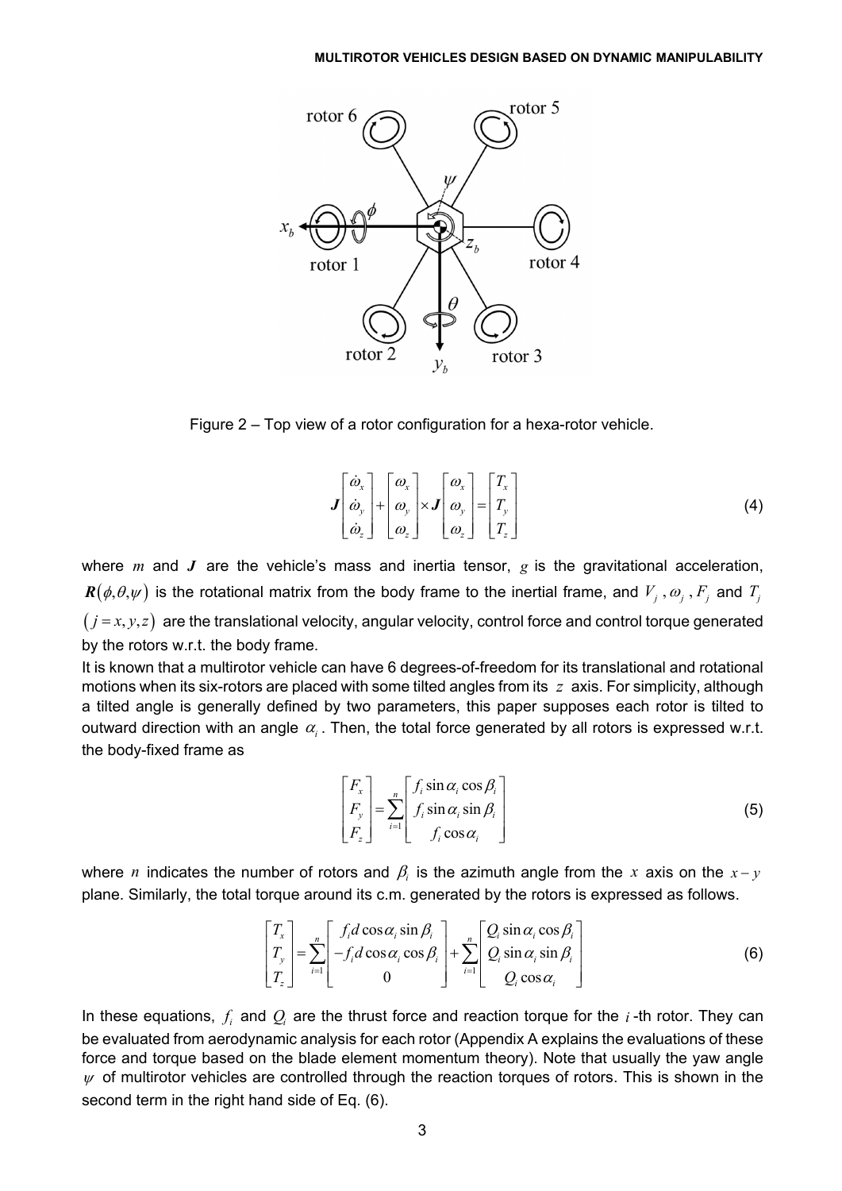Figure 2 – Top view of a rotor configuration for a hexa-rotor vehicle.

$$\boldsymbol{J}\begin{bmatrix}\dot{\omega}_x \\ \dot{\omega}_y \\ \dot{\omega}_z\end{bmatrix} + \begin{bmatrix}\omega_x \\ \omega_y \\ \omega_z\end{bmatrix} \times \boldsymbol{J}\begin{bmatrix}\omega_x \\ \omega_y \\ \omega_z\end{bmatrix} = \begin{bmatrix}T_x \\ T_y \\ T_z\end{bmatrix} \tag{4}$$

where $m$ and $\boldsymbol{J}$ are the vehicle's mass and inertia tensor, $g$ is the gravitational acceleration, $\boldsymbol{R}(\phi,\theta,\psi)$ is the rotational matrix from the body frame to the inertial frame, and $V_j$, $\omega_j$, $F_j$ and $T_j$ $(j = x, y, z)$ are the translational velocity, angular velocity, control force and control torque generated by the rotors w.r.t. the body frame.

It is known that a multirotor vehicle can have 6 degrees-of-freedom for its translational and rotational motions when its six-rotors are placed with some tilted angles from its $z$ axis. For simplicity, although a tilted angle is generally defined by two parameters, this paper supposes each rotor is tilted to outward direction with an angle $\alpha_i$. Then, the total force generated by all rotors is expressed w.r.t. the body-fixed frame as

$$\begin{bmatrix}F_x \\ F_y \\ F_z\end{bmatrix} = \sum_{i=1}^{n}\begin{bmatrix}f_i \sin\alpha_i \cos\beta_i \\ f_i \sin\alpha_i \sin\beta_i \\ f_i \cos\alpha_i\end{bmatrix} \tag{5}$$

where $n$ indicates the number of rotors and $\beta_i$ is the azimuth angle from the $x$ axis on the $x-y$ plane. Similarly, the total torque around its c.m. generated by the rotors is expressed as follows.

$$\begin{bmatrix}T_x \\ T_y \\ T_z\end{bmatrix} = \sum_{i=1}^{n}\begin{bmatrix}f_i d \cos\alpha_i \sin\beta_i \\ -f_i d \cos\alpha_i \cos\beta_i \\ 0\end{bmatrix} + \sum_{i=1}^{n}\begin{bmatrix}Q_i \sin\alpha_i \cos\beta_i \\ Q_i \sin\alpha_i \sin\beta_i \\ Q_i \cos\alpha_i\end{bmatrix} \tag{6}$$

In these equations, $f_i$ and $Q_i$ are the thrust force and reaction torque for the $i$-th rotor. They can be evaluated from aerodynamic analysis for each rotor (Appendix A explains the evaluations of these force and torque based on the blade element momentum theory). Note that usually the yaw angle $\psi$ of multirotor vehicles are controlled through the reaction torques of rotors. This is shown in the second term in the right hand side of Eq. (6).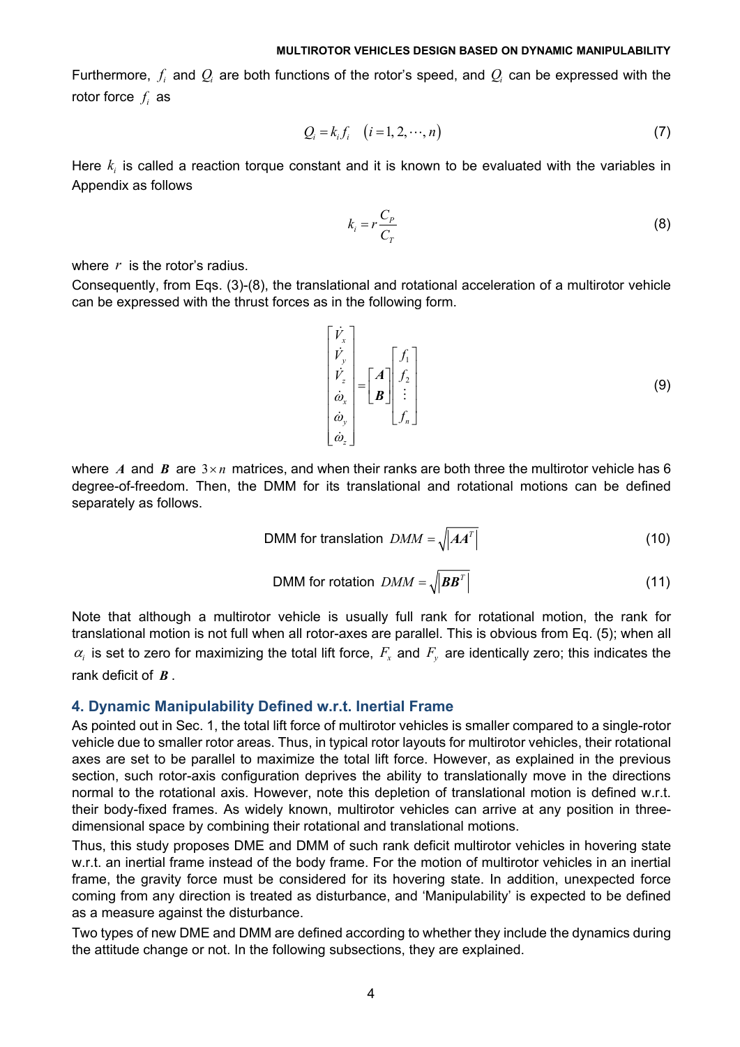Furthermore, $f_i$ and $Q_i$ are both functions of the rotor's speed, and $Q_i$ can be expressed with the rotor force $f_i$ as

$$Q_i = k_i f_i \quad (i = 1, 2, \cdots, n) \tag{7}$$

Here $k_i$ is called a reaction torque constant and it is known to be evaluated with the variables in Appendix as follows

$$k_i = r\frac{C_P}{C_T} \tag{8}$$

where $r$ is the rotor's radius.

Consequently, from Eqs. (3)-(8), the translational and rotational acceleration of a multirotor vehicle can be expressed with the thrust forces as in the following form.

$$\begin{bmatrix} \dot{V}_x \\ \dot{V}_y \\ \dot{V}_z \\ \dot{\omega}_x \\ \dot{\omega}_y \\ \dot{\omega}_z \end{bmatrix} = \begin{bmatrix} \boldsymbol{A} \\ \boldsymbol{B} \end{bmatrix} \begin{bmatrix} f_1 \\ f_2 \\ \vdots \\ f_n \end{bmatrix} \tag{9}$$

where $\boldsymbol{A}$ and $\boldsymbol{B}$ are $3 \times n$ matrices, and when their ranks are both three the multirotor vehicle has 6 degree-of-freedom. Then, the DMM for its translational and rotational motions can be defined separately as follows.

$$\text{DMM for translation } DMM = \sqrt{\left|\boldsymbol{A}\boldsymbol{A}^T\right|} \tag{10}$$

$$\text{DMM for rotation } DMM = \sqrt{\left|\boldsymbol{B}\boldsymbol{B}^T\right|} \tag{11}$$

Note that although a multirotor vehicle is usually full rank for rotational motion, the rank for translational motion is not full when all rotor-axes are parallel. This is obvious from Eq. (5); when all $\alpha_i$ is set to zero for maximizing the total lift force, $F_x$ and $F_y$ are identically zero; this indicates the rank deficit of $\boldsymbol{B}$.

## 4. Dynamic Manipulability Defined w.r.t. Inertial Frame

As pointed out in Sec. 1, the total lift force of multirotor vehicles is smaller compared to a single-rotor vehicle due to smaller rotor areas. Thus, in typical rotor layouts for multirotor vehicles, their rotational axes are set to be parallel to maximize the total lift force. However, as explained in the previous section, such rotor-axis configuration deprives the ability to translationally move in the directions normal to the rotational axis. However, note this depletion of translational motion is defined w.r.t. their body-fixed frames. As widely known, multirotor vehicles can arrive at any position in three-dimensional space by combining their rotational and translational motions.

Thus, this study proposes DME and DMM of such rank deficit multirotor vehicles in hovering state w.r.t. an inertial frame instead of the body frame. For the motion of multirotor vehicles in an inertial frame, the gravity force must be considered for its hovering state. In addition, unexpected force coming from any direction is treated as disturbance, and 'Manipulability' is expected to be defined as a measure against the disturbance.

Two types of new DME and DMM are defined according to whether they include the dynamics during the attitude change or not. In the following subsections, they are explained.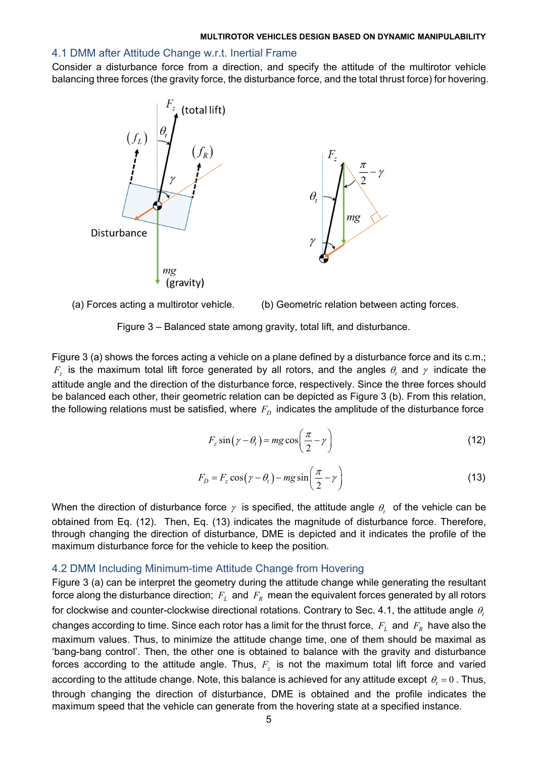## 4.1 DMM after Attitude Change w.r.t. Inertial Frame

Consider a disturbance force from a direction, and specify the attitude of the multirotor vehicle balancing three forces (the gravity force, the disturbance force, and the total thrust force) for hovering.

(a) Forces acting a multirotor vehicle. (b) Geometric relation between acting forces.

Figure 3 – Balanced state among gravity, total lift, and disturbance.

Figure 3 (a) shows the forces acting a vehicle on a plane defined by a disturbance force and its c.m.; $F_z$ is the maximum total lift force generated by all rotors, and the angles $\theta_t$ and $\gamma$ indicate the attitude angle and the direction of the disturbance force, respectively. Since the three forces should be balanced each other, their geometric relation can be depicted as Figure 3 (b). From this relation, the following relations must be satisfied, where $F_D$ indicates the amplitude of the disturbance force

$$F_z \sin(\gamma - \theta_t) = mg \cos\left(\frac{\pi}{2} - \gamma\right) \tag{12}$$

$$F_D = F_z \cos(\gamma - \theta_t) - mg \sin\left(\frac{\pi}{2} - \gamma\right) \tag{13}$$

When the direction of disturbance force $\gamma$ is specified, the attitude angle $\theta_t$ of the vehicle can be obtained from Eq. (12). Then, Eq. (13) indicates the magnitude of disturbance force. Therefore, through changing the direction of disturbance, DME is depicted and it indicates the profile of the maximum disturbance force for the vehicle to keep the position.

## 4.2 DMM Including Minimum-time Attitude Change from Hovering

Figure 3 (a) can be interpret the geometry during the attitude change while generating the resultant force along the disturbance direction; $F_L$ and $F_R$ mean the equivalent forces generated by all rotors for clockwise and counter-clockwise directional rotations. Contrary to Sec. 4.1, the attitude angle $\theta_t$ changes according to time. Since each rotor has a limit for the thrust force, $F_L$ and $F_R$ have also the maximum values. Thus, to minimize the attitude change time, one of them should be maximal as 'bang-bang control'. Then, the other one is obtained to balance with the gravity and disturbance forces according to the attitude angle. Thus, $F_z$ is not the maximum total lift force and varied according to the attitude change. Note, this balance is achieved for any attitude except $\theta_t = 0$. Thus, through changing the direction of disturbance, DME is obtained and the profile indicates the maximum speed that the vehicle can generate from the hovering state at a specified instance.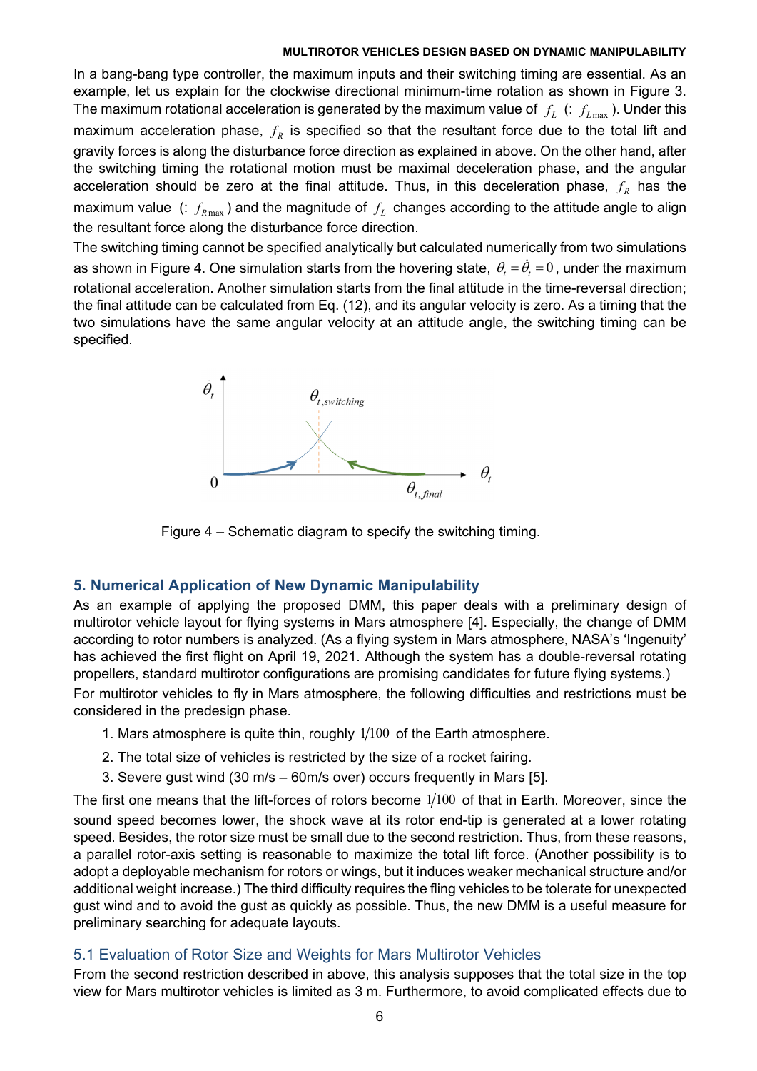In a bang-bang type controller, the maximum inputs and their switching timing are essential. As an example, let us explain for the clockwise directional minimum-time rotation as shown in Figure 3. The maximum rotational acceleration is generated by the maximum value of $f_L$ (: $f_{L\max}$). Under this maximum acceleration phase, $f_R$ is specified so that the resultant force due to the total lift and gravity forces is along the disturbance force direction as explained in above. On the other hand, after the switching timing the rotational motion must be maximal deceleration phase, and the angular acceleration should be zero at the final attitude. Thus, in this deceleration phase, $f_R$ has the maximum value (: $f_{R\max}$) and the magnitude of $f_L$ changes according to the attitude angle to align the resultant force along the disturbance force direction.

The switching timing cannot be specified analytically but calculated numerically from two simulations as shown in Figure 4. One simulation starts from the hovering state, $\theta_t = \dot{\theta}_t = 0$, under the maximum rotational acceleration. Another simulation starts from the final attitude in the time-reversal direction; the final attitude can be calculated from Eq. (12), and its angular velocity is zero. As a timing that the two simulations have the same angular velocity at an attitude angle, the switching timing can be specified.

Figure 4 – Schematic diagram to specify the switching timing.

## 5. Numerical Application of New Dynamic Manipulability

As an example of applying the proposed DMM, this paper deals with a preliminary design of multirotor vehicle layout for flying systems in Mars atmosphere [4]. Especially, the change of DMM according to rotor numbers is analyzed. (As a flying system in Mars atmosphere, NASA's 'Ingenuity' has achieved the first flight on April 19, 2021. Although the system has a double-reversal rotating propellers, standard multirotor configurations are promising candidates for future flying systems.)

For multirotor vehicles to fly in Mars atmosphere, the following difficulties and restrictions must be considered in the predesign phase.

1. Mars atmosphere is quite thin, roughly $1/100$ of the Earth atmosphere.
2. The total size of vehicles is restricted by the size of a rocket fairing.
3. Severe gust wind (30 m/s – 60m/s over) occurs frequently in Mars [5].

The first one means that the lift-forces of rotors become $1/100$ of that in Earth. Moreover, since the sound speed becomes lower, the shock wave at its rotor end-tip is generated at a lower rotating speed. Besides, the rotor size must be small due to the second restriction. Thus, from these reasons, a parallel rotor-axis setting is reasonable to maximize the total lift force. (Another possibility is to adopt a deployable mechanism for rotors or wings, but it induces weaker mechanical structure and/or additional weight increase.) The third difficulty requires the fling vehicles to be tolerate for unexpected gust wind and to avoid the gust as quickly as possible. Thus, the new DMM is a useful measure for preliminary searching for adequate layouts.

### 5.1 Evaluation of Rotor Size and Weights for Mars Multirotor Vehicles

From the second restriction described in above, this analysis supposes that the total size in the top view for Mars multirotor vehicles is limited as 3 m. Furthermore, to avoid complicated effects due to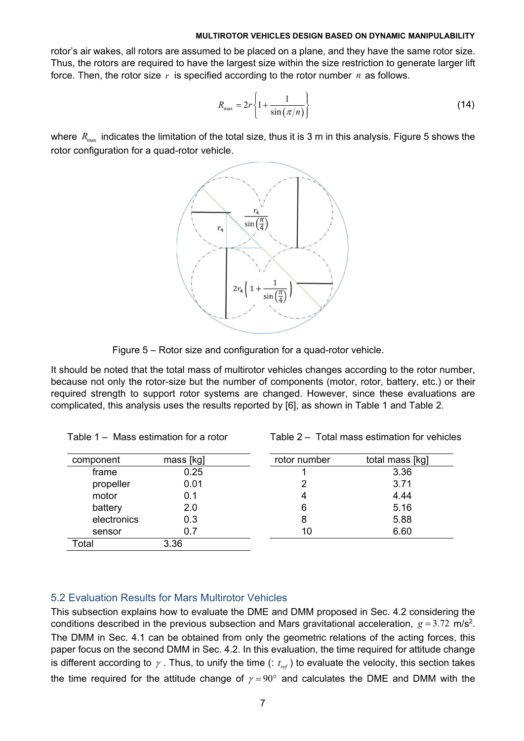rotor's air wakes, all rotors are assumed to be placed on a plane, and they have the same rotor size. Thus, the rotors are required to have the largest size within the size restriction to generate larger lift force. Then, the rotor size $r$ is specified according to the rotor number $n$ as follows.

$$R_{\max} = 2r\left\{1 + \frac{1}{\sin(\pi/n)}\right\} \tag{14}$$

where $R_{\max}$ indicates the limitation of the total size, thus it is 3 m in this analysis. Figure 5 shows the rotor configuration for a quad-rotor vehicle.

Figure 5 – Rotor size and configuration for a quad-rotor vehicle.

It should be noted that the total mass of multirotor vehicles changes according to the rotor number, because not only the rotor-size but the number of components (motor, rotor, battery, etc.) or their required strength to support rotor systems are changed. However, since these evaluations are complicated, this analysis uses the results reported by [6], as shown in Table 1 and Table 2.

Table 1 – Mass estimation for a rotor

| component | mass [kg] |
|---|---|
| frame | 0.25 |
| propeller | 0.01 |
| motor | 0.1 |
| battery | 2.0 |
| electronics | 0.3 |
| sensor | 0.7 |
| Total | 3.36 |

Table 2 – Total mass estimation for vehicles

| rotor number | total mass [kg] |
|---|---|
| 1 | 3.36 |
| 2 | 3.71 |
| 4 | 4.44 |
| 6 | 5.16 |
| 8 | 5.88 |
| 10 | 6.60 |

## 5.2 Evaluation Results for Mars Multirotor Vehicles

This subsection explains how to evaluate the DME and DMM proposed in Sec. 4.2 considering the conditions described in the previous subsection and Mars gravitational acceleration, $g = 3.72$ m/s$^2$. The DMM in Sec. 4.1 can be obtained from only the geometric relations of the acting forces, this paper focus on the second DMM in Sec. 4.2. In this evaluation, the time required for attitude change is different according to $\gamma$. Thus, to unify the time (: $t_{ref}$) to evaluate the velocity, this section takes the time required for the attitude change of $\gamma = 90^\circ$ and calculates the DME and DMM with the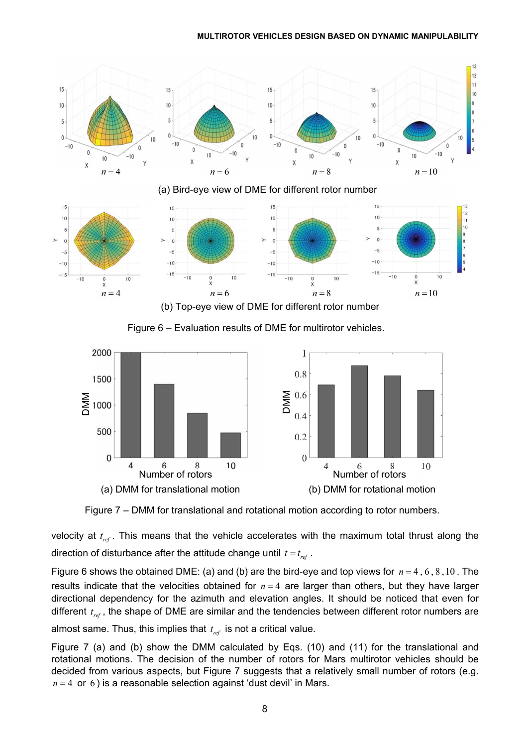(a) Bird-eye view of DME for different rotor number

(b) Top-eye view of DME for different rotor number

Figure 6 – Evaluation results of DME for multirotor vehicles.

(a) DMM for translational motion

(b) DMM for rotational motion

Figure 7 – DMM for translational and rotational motion according to rotor numbers.

velocity at $t_{ref}$. This means that the vehicle accelerates with the maximum total thrust along the direction of disturbance after the attitude change until $t = t_{ref}$.

Figure 6 shows the obtained DME: (a) and (b) are the bird-eye and top views for $n = 4, 6, 8, 10$. The results indicate that the velocities obtained for $n = 4$ are larger than others, but they have larger directional dependency for the azimuth and elevation angles. It should be noticed that even for different $t_{ref}$, the shape of DME are similar and the tendencies between different rotor numbers are almost same. Thus, this implies that $t_{ref}$ is not a critical value.

Figure 7 (a) and (b) show the DMM calculated by Eqs. (10) and (11) for the translational and rotational motions. The decision of the number of rotors for Mars multirotor vehicles should be decided from various aspects, but Figure 7 suggests that a relatively small number of rotors (e.g. $n = 4$ or $6$) is a reasonable selection against 'dust devil' in Mars.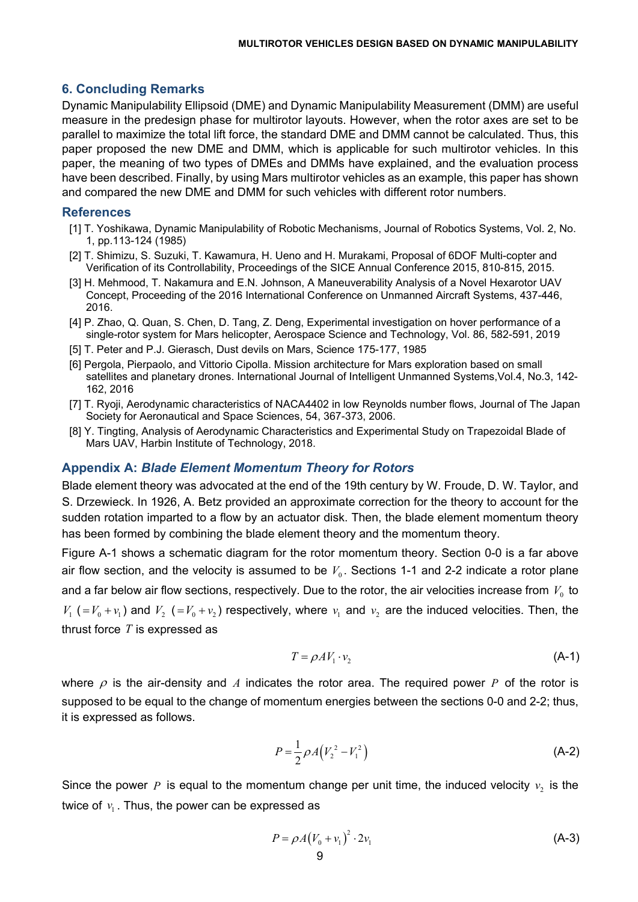## 6. Concluding Remarks

Dynamic Manipulability Ellipsoid (DME) and Dynamic Manipulability Measurement (DMM) are useful measure in the predesign phase for multirotor layouts. However, when the rotor axes are set to be parallel to maximize the total lift force, the standard DME and DMM cannot be calculated. Thus, this paper proposed the new DME and DMM, which is applicable for such multirotor vehicles. In this paper, the meaning of two types of DMEs and DMMs have explained, and the evaluation process have been described. Finally, by using Mars multirotor vehicles as an example, this paper has shown and compared the new DME and DMM for such vehicles with different rotor numbers.

## References

[1] T. Yoshikawa, Dynamic Manipulability of Robotic Mechanisms, Journal of Robotics Systems, Vol. 2, No. 1, pp.113-124 (1985)

[2] T. Shimizu, S. Suzuki, T. Kawamura, H. Ueno and H. Murakami, Proposal of 6DOF Multi-copter and Verification of its Controllability, Proceedings of the SICE Annual Conference 2015, 810-815, 2015.

[3] H. Mehmood, T. Nakamura and E.N. Johnson, A Maneuverability Analysis of a Novel Hexarotor UAV Concept, Proceeding of the 2016 International Conference on Unmanned Aircraft Systems, 437-446, 2016.

[4] P. Zhao, Q. Quan, S. Chen, D. Tang, Z. Deng, Experimental investigation on hover performance of a single-rotor system for Mars helicopter, Aerospace Science and Technology, Vol. 86, 582-591, 2019

[5] T. Peter and P.J. Gierasch, Dust devils on Mars, Science 175-177, 1985

[6] Pergola, Pierpaolo, and Vittorio Cipolla. Mission architecture for Mars exploration based on small satellites and planetary drones. International Journal of Intelligent Unmanned Systems,Vol.4, No.3, 142-162, 2016

[7] T. Ryoji, Aerodynamic characteristics of NACA4402 in low Reynolds number flows, Journal of The Japan Society for Aeronautical and Space Sciences, 54, 367-373, 2006.

[8] Y. Tingting, Analysis of Aerodynamic Characteristics and Experimental Study on Trapezoidal Blade of Mars UAV, Harbin Institute of Technology, 2018.

## Appendix A: *Blade Element Momentum Theory for Rotors*

Blade element theory was advocated at the end of the 19th century by W. Froude, D. W. Taylor, and S. Drzewieck. In 1926, A. Betz provided an approximate correction for the theory to account for the sudden rotation imparted to a flow by an actuator disk. Then, the blade element momentum theory has been formed by combining the blade element theory and the momentum theory.

Figure A-1 shows a schematic diagram for the rotor momentum theory. Section 0-0 is a far above air flow section, and the velocity is assumed to be $V_0$. Sections 1-1 and 2-2 indicate a rotor plane and a far below air flow sections, respectively. Due to the rotor, the air velocities increase from $V_0$ to $V_1$ ($=V_0+v_1$) and $V_2$ ($=V_0+v_2$) respectively, where $v_1$ and $v_2$ are the induced velocities. Then, the thrust force $T$ is expressed as

$$T = \rho A V_1 \cdot v_2 \tag{A-1}$$

where $\rho$ is the air-density and $A$ indicates the rotor area. The required power $P$ of the rotor is supposed to be equal to the change of momentum energies between the sections 0-0 and 2-2; thus, it is expressed as follows.

$$P = \frac{1}{2}\rho A\left(V_2^{\,2} - V_1^{\,2}\right) \tag{A-2}$$

Since the power $P$ is equal to the momentum change per unit time, the induced velocity $v_2$ is the twice of $v_1$. Thus, the power can be expressed as

$$P = \rho A\left(V_0 + v_1\right)^2 \cdot 2v_1 \tag{A-3}$$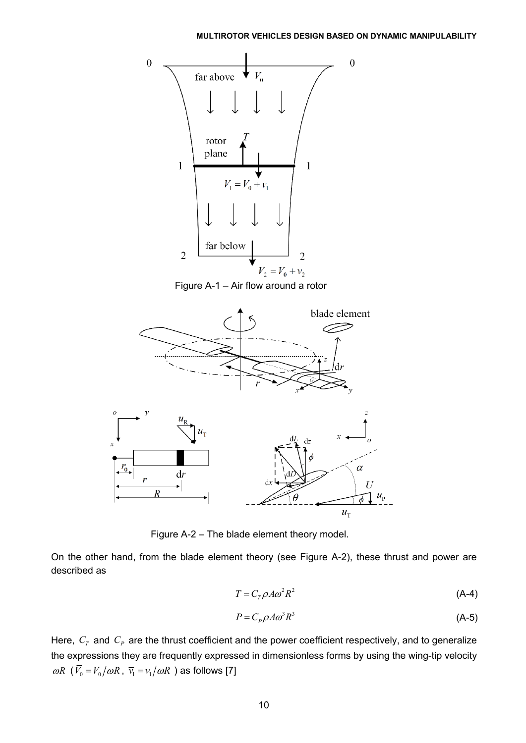Figure A-1 – Air flow around a rotor

Figure A-2 – The blade element theory model.

On the other hand, from the blade element theory (see Figure A-2), these thrust and power are described as

$$T = C_T \rho A \omega^2 R^2 \tag{A-4}$$

$$P = C_P \rho A \omega^3 R^3 \tag{A-5}$$

Here, $C_T$ and $C_P$ are the thrust coefficient and the power coefficient respectively, and to generalize the expressions they are frequently expressed in dimensionless forms by using the wing-tip velocity $\omega R$ ($\overline{V}_0 = V_0 / \omega R$, $\overline{v}_1 = v_1 / \omega R$) as follows [7]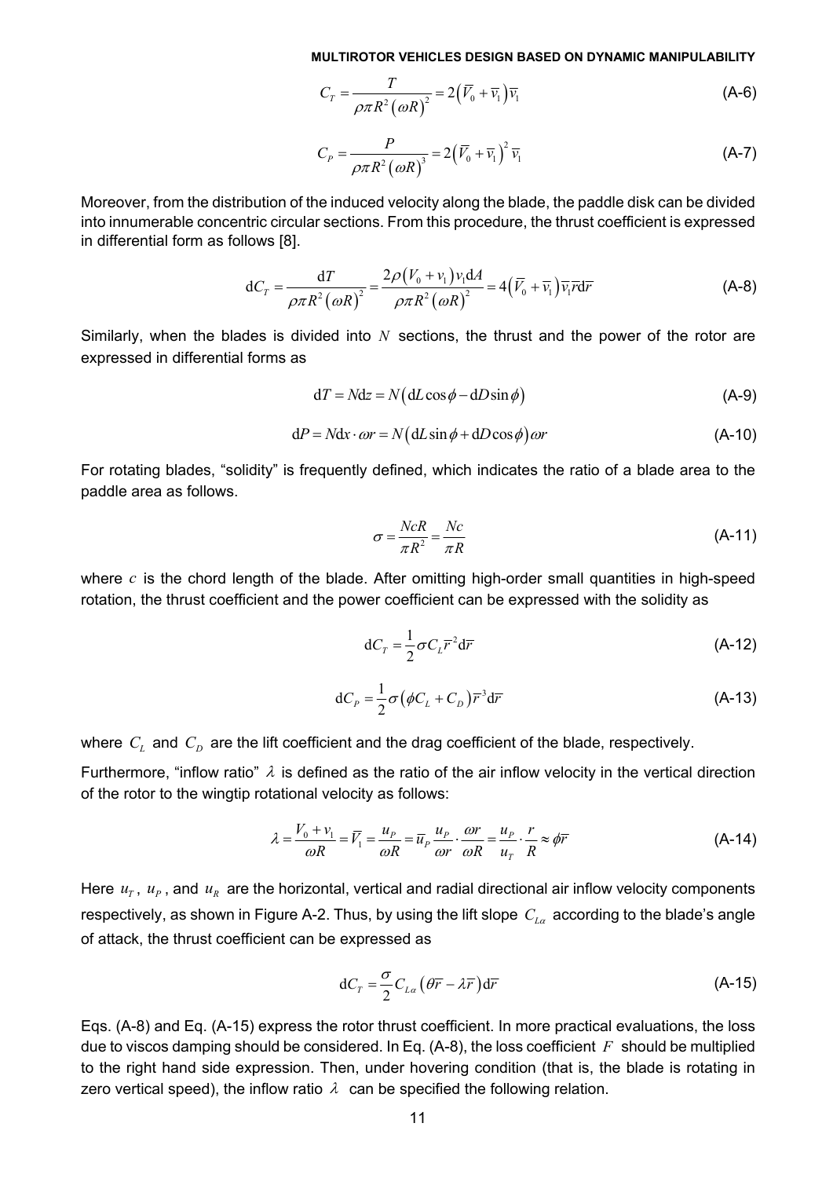$$C_T = \frac{T}{\rho \pi R^2 (\omega R)^2} = 2(\overline{V}_0 + \overline{v}_1)\overline{v}_1 \tag{A-6}$$

$$C_P = \frac{P}{\rho \pi R^2 (\omega R)^3} = 2(\overline{V}_0 + \overline{v}_1)^2 \overline{v}_1 \tag{A-7}$$

Moreover, from the distribution of the induced velocity along the blade, the paddle disk can be divided into innumerable concentric circular sections. From this procedure, the thrust coefficient is expressed in differential form as follows [8].

$$\mathrm{d}C_T = \frac{\mathrm{d}T}{\rho \pi R^2 (\omega R)^2} = \frac{2\rho (V_0 + v_1) v_1 \mathrm{d}A}{\rho \pi R^2 (\omega R)^2} = 4(\overline{V}_0 + \overline{v}_1)\overline{v}_1 \overline{r}\mathrm{d}\overline{r} \tag{A-8}$$

Similarly, when the blades is divided into $N$ sections, the thrust and the power of the rotor are expressed in differential forms as

$$\mathrm{d}T = N\mathrm{d}z = N(\mathrm{d}L\cos\phi - \mathrm{d}D\sin\phi) \tag{A-9}$$

$$\mathrm{d}P = N\mathrm{d}x \cdot \omega r = N(\mathrm{d}L\sin\phi + \mathrm{d}D\cos\phi)\omega r \tag{A-10}$$

For rotating blades, "solidity" is frequently defined, which indicates the ratio of a blade area to the paddle area as follows.

$$\sigma = \frac{NcR}{\pi R^2} = \frac{Nc}{\pi R} \tag{A-11}$$

where $c$ is the chord length of the blade. After omitting high-order small quantities in high-speed rotation, the thrust coefficient and the power coefficient can be expressed with the solidity as

$$\mathrm{d}C_T = \frac{1}{2}\sigma C_L \overline{r}^2 \mathrm{d}\overline{r} \tag{A-12}$$

$$\mathrm{d}C_P = \frac{1}{2}\sigma(\phi C_L + C_D)\overline{r}^3 \mathrm{d}\overline{r} \tag{A-13}$$

where $C_L$ and $C_D$ are the lift coefficient and the drag coefficient of the blade, respectively.

Furthermore, "inflow ratio" $\lambda$ is defined as the ratio of the air inflow velocity in the vertical direction of the rotor to the wingtip rotational velocity as follows:

$$\lambda = \frac{V_0 + v_1}{\omega R} = \overline{V}_1 = \frac{u_P}{\omega R} = \overline{u}_P \frac{u_P}{\omega r} \cdot \frac{\omega r}{\omega R} = \frac{u_P}{u_T} \cdot \frac{r}{R} \approx \phi \overline{r} \tag{A-14}$$

Here $u_T$, $u_P$, and $u_R$ are the horizontal, vertical and radial directional air inflow velocity components respectively, as shown in Figure A-2. Thus, by using the lift slope $C_{L\alpha}$ according to the blade's angle of attack, the thrust coefficient can be expressed as

$$\mathrm{d}C_T = \frac{\sigma}{2} C_{L\alpha}(\theta \overline{r} - \lambda \overline{r})\mathrm{d}\overline{r} \tag{A-15}$$

Eqs. (A-8) and Eq. (A-15) express the rotor thrust coefficient. In more practical evaluations, the loss due to viscos damping should be considered. In Eq. (A-8), the loss coefficient $F$ should be multiplied to the right hand side expression. Then, under hovering condition (that is, the blade is rotating in zero vertical speed), the inflow ratio $\lambda$ can be specified the following relation.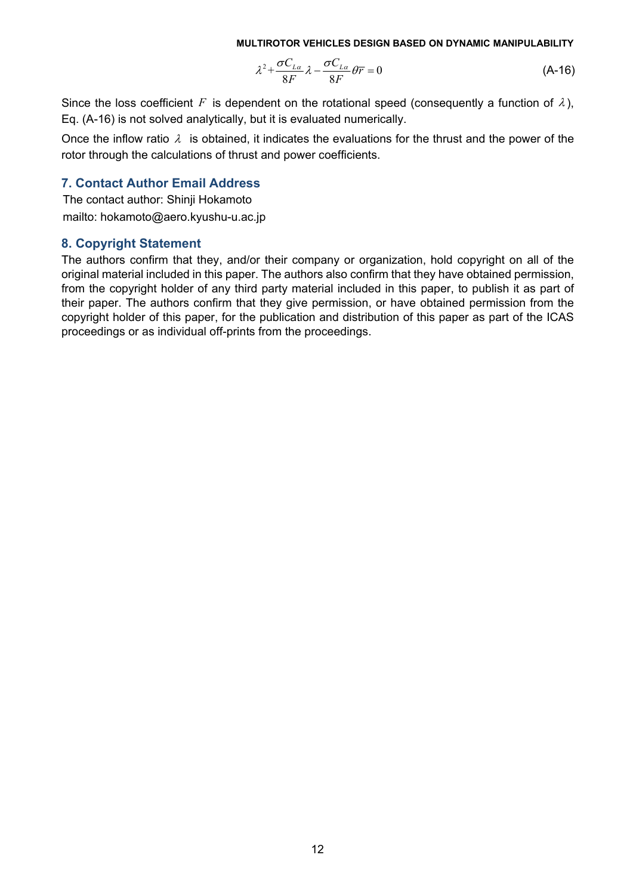$$\lambda^2 + \frac{\sigma C_{L\alpha}}{8F}\lambda - \frac{\sigma C_{L\alpha}}{8F}\theta\overline{r} = 0 \tag{A-16}$$

Since the loss coefficient $F$ is dependent on the rotational speed (consequently a function of $\lambda$), Eq. (A-16) is not solved analytically, but it is evaluated numerically.

Once the inflow ratio $\lambda$ is obtained, it indicates the evaluations for the thrust and the power of the rotor through the calculations of thrust and power coefficients.

## 7. Contact Author Email Address

The contact author: Shinji Hokamoto

mailto: hokamoto@aero.kyushu-u.ac.jp

## 8. Copyright Statement

The authors confirm that they, and/or their company or organization, hold copyright on all of the original material included in this paper. The authors also confirm that they have obtained permission, from the copyright holder of any third party material included in this paper, to publish it as part of their paper. The authors confirm that they give permission, or have obtained permission from the copyright holder of this paper, for the publication and distribution of this paper as part of the ICAS proceedings or as individual off-prints from the proceedings.